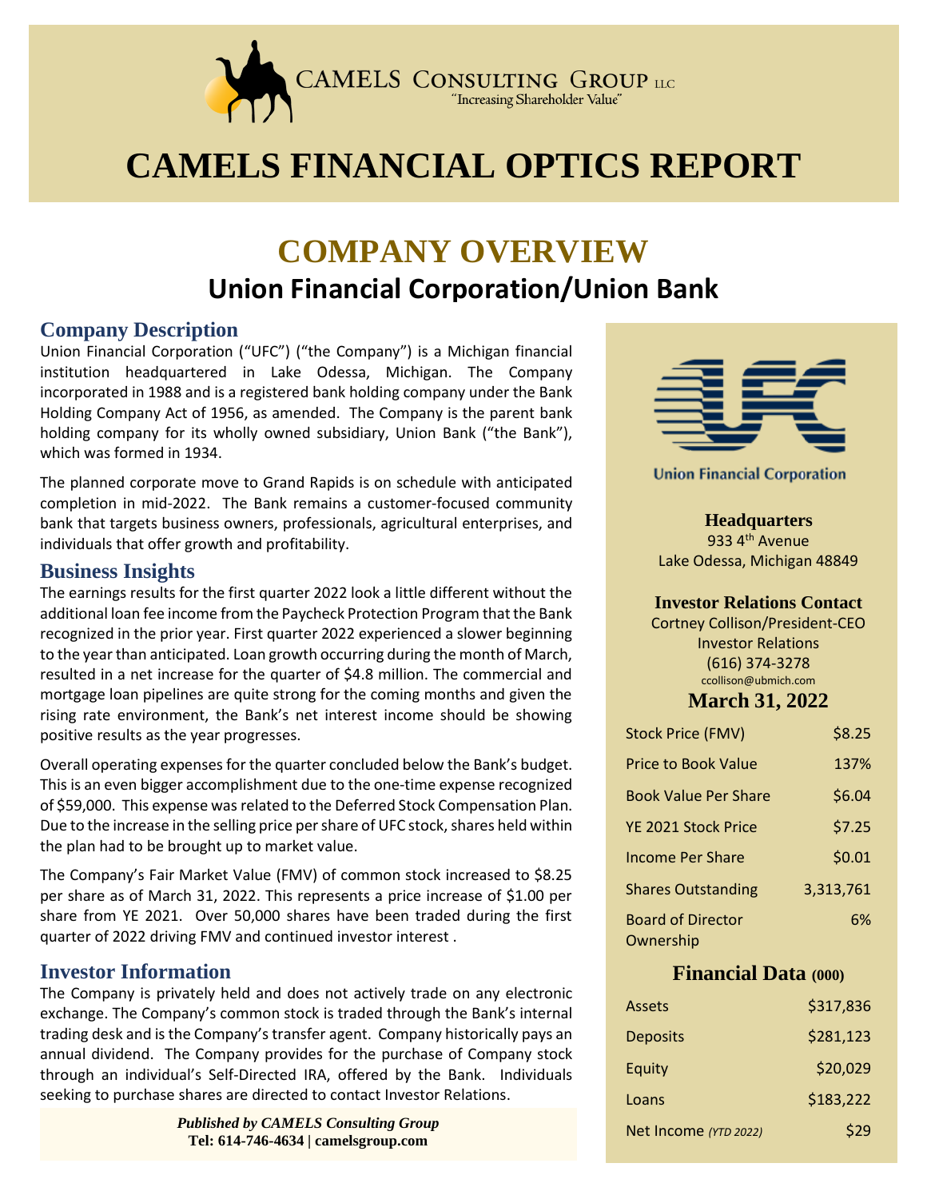CAMELS CONSULTING GROUP LLC
"Increasing Shareholder Value"

# CAMELS FINANCIAL OPTICS REPORT

## COMPANY OVERVIEW

## Union Financial Corporation/Union Bank

### Company Description

Union Financial Corporation ("UFC") ("the Company") is a Michigan financial institution headquartered in Lake Odessa, Michigan. The Company incorporated in 1988 and is a registered bank holding company under the Bank Holding Company Act of 1956, as amended. The Company is the parent bank holding company for its wholly owned subsidiary, Union Bank ("the Bank"), which was formed in 1934.

The planned corporate move to Grand Rapids is on schedule with anticipated completion in mid-2022. The Bank remains a customer-focused community bank that targets business owners, professionals, agricultural enterprises, and individuals that offer growth and profitability.

### Business Insights

The earnings results for the first quarter 2022 look a little different without the additional loan fee income from the Paycheck Protection Program that the Bank recognized in the prior year. First quarter 2022 experienced a slower beginning to the year than anticipated. Loan growth occurring during the month of March, resulted in a net increase for the quarter of $4.8 million. The commercial and mortgage loan pipelines are quite strong for the coming months and given the rising rate environment, the Bank's net interest income should be showing positive results as the year progresses.

Overall operating expenses for the quarter concluded below the Bank's budget. This is an even bigger accomplishment due to the one-time expense recognized of $59,000. This expense was related to the Deferred Stock Compensation Plan. Due to the increase in the selling price per share of UFC stock, shares held within the plan had to be brought up to market value.

The Company's Fair Market Value (FMV) of common stock increased to $8.25 per share as of March 31, 2022. This represents a price increase of $1.00 per share from YE 2021. Over 50,000 shares have been traded during the first quarter of 2022 driving FMV and continued investor interest .

### Investor Information

The Company is privately held and does not actively trade on any electronic exchange. The Company's common stock is traded through the Bank's internal trading desk and is the Company's transfer agent. Company historically pays an annual dividend. The Company provides for the purchase of Company stock through an individual's Self-Directed IRA, offered by the Bank. Individuals seeking to purchase shares are directed to contact Investor Relations.

***Published by CAMELS Consulting Group***
**Tel: 614-746-4634 | camelsgroup.com**

Union Financial Corporation

**Headquarters**
933 4th Avenue
Lake Odessa, Michigan 48849

**Investor Relations Contact**
Cortney Collison/President-CEO
Investor Relations
(616) 374-3278
ccollison@ubmich.com

**March 31, 2022**

| | |
|---|---|
| Stock Price (FMV) | $8.25 |
| Price to Book Value | 137% |
| Book Value Per Share | $6.04 |
| YE 2021 Stock Price | $7.25 |
| Income Per Share | $0.01 |
| Shares Outstanding | 3,313,761 |
| Board of Director Ownership | 6% |

**Financial Data (000)**

| | |
|---|---|
| Assets | $317,836 |
| Deposits | $281,123 |
| Equity | $20,029 |
| Loans | $183,222 |
| Net Income *(YTD 2022)* | $29 |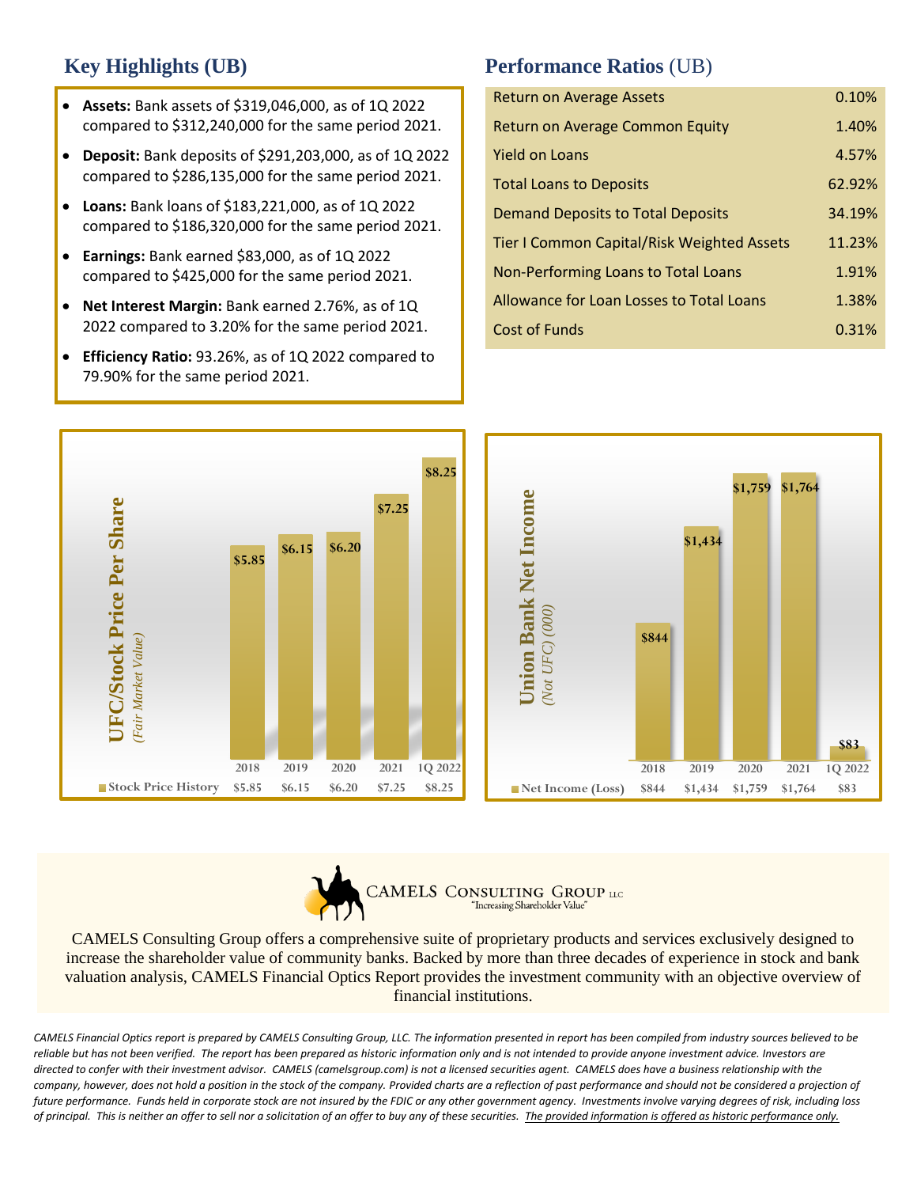## Key Highlights (UB)

- **Assets:** Bank assets of $319,046,000, as of 1Q 2022 compared to $312,240,000 for the same period 2021.
- **Deposit:** Bank deposits of $291,203,000, as of 1Q 2022 compared to $286,135,000 for the same period 2021.
- **Loans:** Bank loans of $183,221,000, as of 1Q 2022 compared to $186,320,000 for the same period 2021.
- **Earnings:** Bank earned $83,000, as of 1Q 2022 compared to $425,000 for the same period 2021.
- **Net Interest Margin:** Bank earned 2.76%, as of 1Q 2022 compared to 3.20% for the same period 2021.
- **Efficiency Ratio:** 93.26%, as of 1Q 2022 compared to 79.90% for the same period 2021.

## Performance Ratios (UB)

| | |
|---|---|
| Return on Average Assets | 0.10% |
| Return on Average Common Equity | 1.40% |
| Yield on Loans | 4.57% |
| Total Loans to Deposits | 62.92% |
| Demand Deposits to Total Deposits | 34.19% |
| Tier I Common Capital/Risk Weighted Assets | 11.23% |
| Non-Performing Loans to Total Loans | 1.91% |
| Allowance for Loan Losses to Total Loans | 1.38% |
| Cost of Funds | 0.31% |

**UFC/Stock Price Per Share**
*(Fair Market Value)*

$5.85 $6.15 $6.20 $7.25 $8.25

2018 2019 2020 2021 1Q 2022

Stock Price History $5.85 $6.15 $6.20 $7.25 $8.25

**Union Bank Net Income**
*(Not UFC) (000)*

$844 $1,434 $1,759 $1,764 $83

2018 2019 2020 2021 1Q 2022

Net Income (Loss) $844 $1,434 $1,759 $1,764 $83

CAMELS CONSULTING GROUP LLC
"Increasing Shareholder Value"

CAMELS Consulting Group offers a comprehensive suite of proprietary products and services exclusively designed to increase the shareholder value of community banks. Backed by more than three decades of experience in stock and bank valuation analysis, CAMELS Financial Optics Report provides the investment community with an objective overview of financial institutions.

*CAMELS Financial Optics report is prepared by CAMELS Consulting Group, LLC. The information presented in report has been compiled from industry sources believed to be reliable but has not been verified. The report has been prepared as historic information only and is not intended to provide anyone investment advice. Investors are directed to confer with their investment advisor. CAMELS (camelsgroup.com) is not a licensed securities agent. CAMELS does have a business relationship with the company, however, does not hold a position in the stock of the company. Provided charts are a reflection of past performance and should not be considered a projection of future performance. Funds held in corporate stock are not insured by the FDIC or any other government agency. Investments involve varying degrees of risk, including loss of principal. This is neither an offer to sell nor a solicitation of an offer to buy any of these securities. The provided information is offered as historic performance only.*